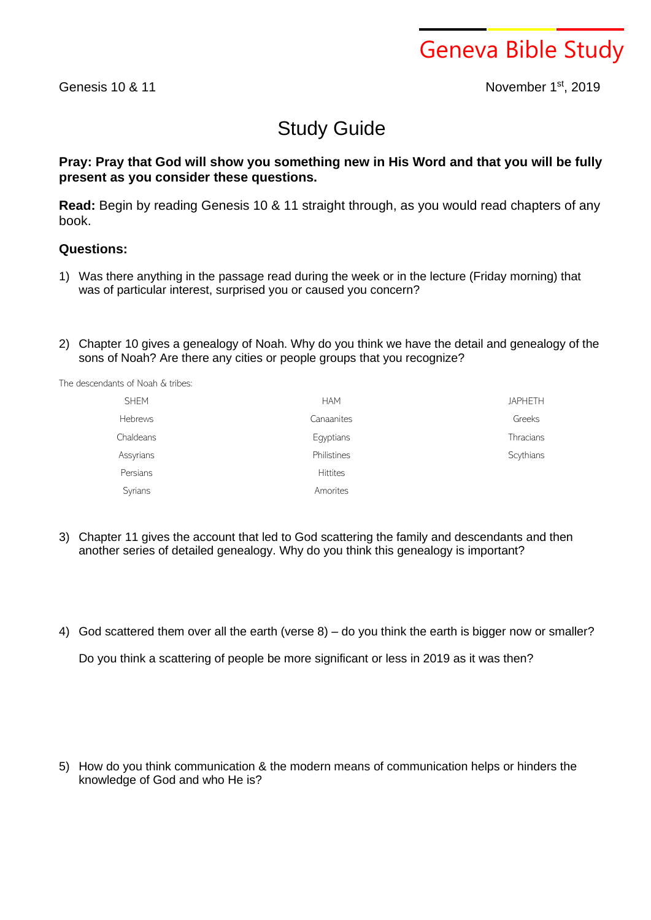# Geneva Bible Study

Genesis 10 & 11

November 1st, 2019

## Study Guide

**Pray: Pray that God will show you something new in His Word and that you will be fully present as you consider these questions.**

**Read:** Begin by reading Genesis 10 & 11 straight through, as you would read chapters of any book.

### Questions:

1) Was there anything in the passage read during the week or in the lecture (Friday morning) that was of particular interest, surprised you or caused you concern?

2) Chapter 10 gives a genealogy of Noah. Why do you think we have the detail and genealogy of the sons of Noah? Are there any cities or people groups that you recognize?

The descendants of Noah & tribes:

| SHEM | HAM | JAPHETH |
| --- | --- | --- |
| Hebrews | Canaanites | Greeks |
| Chaldeans | Egyptians | Thracians |
| Assyrians | Philistines | Scythians |
| Persians | Hittites | |
| Syrians | Amorites | |

3) Chapter 11 gives the account that led to God scattering the family and descendants and then another series of detailed genealogy. Why do you think this genealogy is important?

4) God scattered them over all the earth (verse 8) – do you think the earth is bigger now or smaller?

   Do you think a scattering of people be more significant or less in 2019 as it was then?

5) How do you think communication & the modern means of communication helps or hinders the knowledge of God and who He is?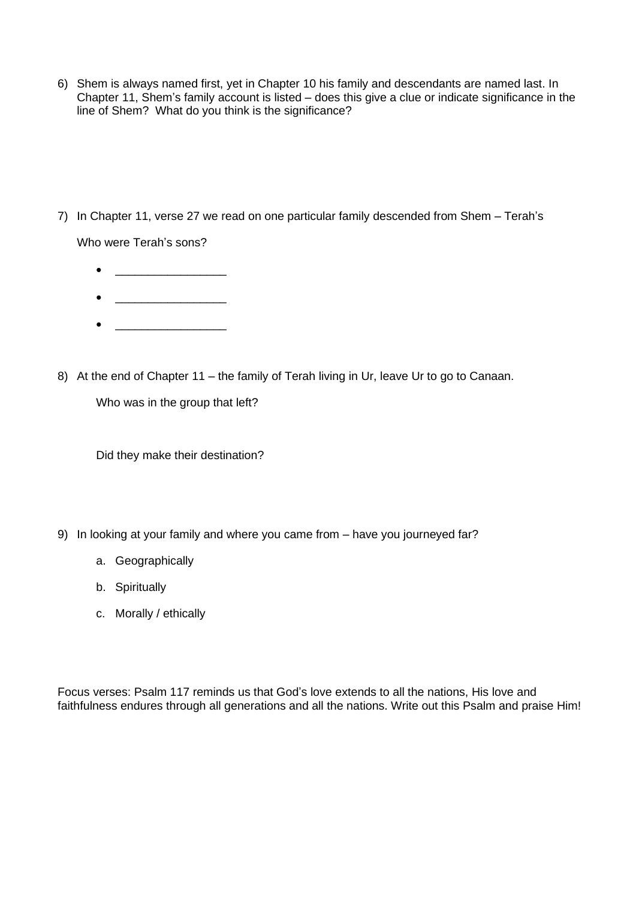6) Shem is always named first, yet in Chapter 10 his family and descendants are named last. In Chapter 11, Shem's family account is listed – does this give a clue or indicate significance in the line of Shem? What do you think is the significance?

7) In Chapter 11, verse 27 we read on one particular family descended from Shem – Terah's

   Who were Terah's sons?

   - ________________
   - ________________
   - ________________

8) At the end of Chapter 11 – the family of Terah living in Ur, leave Ur to go to Canaan.

   Who was in the group that left?

   Did they make their destination?

9) In looking at your family and where you came from – have you journeyed far?

   a. Geographically

   b. Spiritually

   c. Morally / ethically

Focus verses: Psalm 117 reminds us that God's love extends to all the nations, His love and faithfulness endures through all generations and all the nations. Write out this Psalm and praise Him!